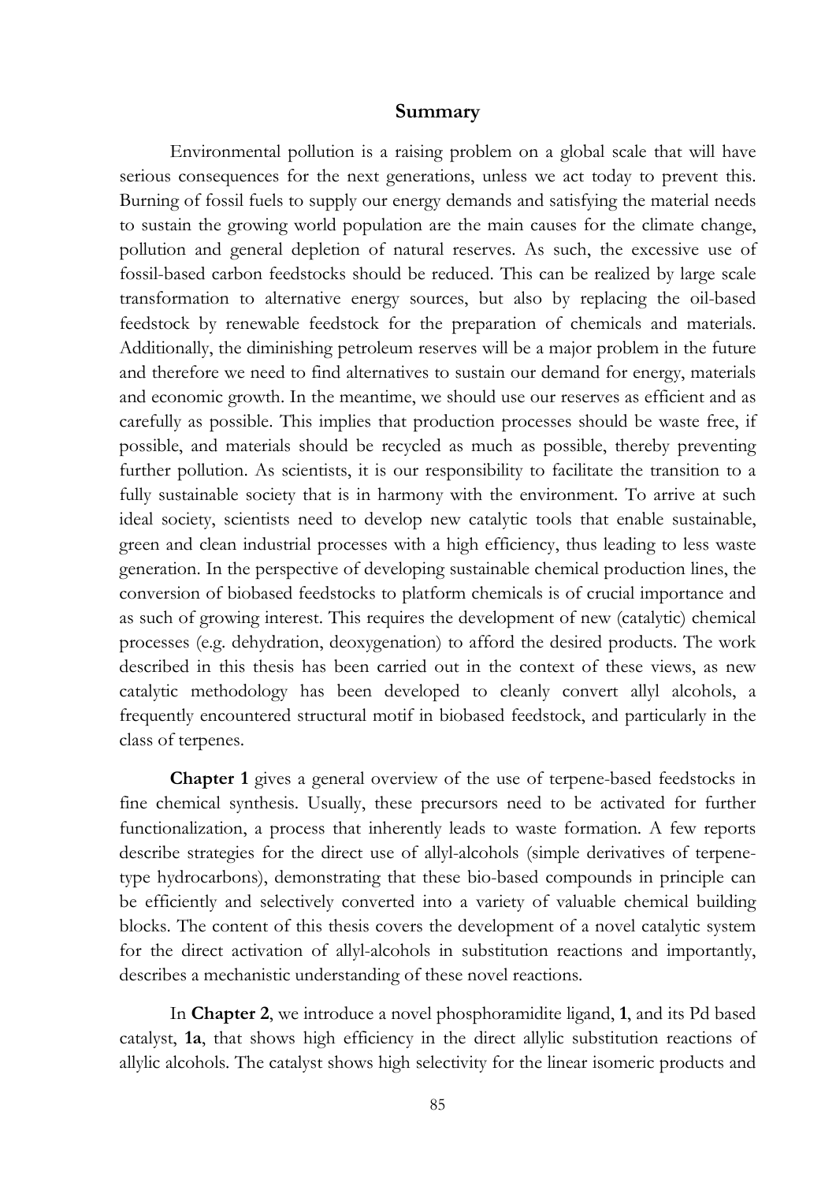# Summary

Environmental pollution is a raising problem on a global scale that will have serious consequences for the next generations, unless we act today to prevent this. Burning of fossil fuels to supply our energy demands and satisfying the material needs to sustain the growing world population are the main causes for the climate change, pollution and general depletion of natural reserves. As such, the excessive use of fossil-based carbon feedstocks should be reduced. This can be realized by large scale transformation to alternative energy sources, but also by replacing the oil-based feedstock by renewable feedstock for the preparation of chemicals and materials. Additionally, the diminishing petroleum reserves will be a major problem in the future and therefore we need to find alternatives to sustain our demand for energy, materials and economic growth. In the meantime, we should use our reserves as efficient and as carefully as possible. This implies that production processes should be waste free, if possible, and materials should be recycled as much as possible, thereby preventing further pollution. As scientists, it is our responsibility to facilitate the transition to a fully sustainable society that is in harmony with the environment. To arrive at such ideal society, scientists need to develop new catalytic tools that enable sustainable, green and clean industrial processes with a high efficiency, thus leading to less waste generation. In the perspective of developing sustainable chemical production lines, the conversion of biobased feedstocks to platform chemicals is of crucial importance and as such of growing interest. This requires the development of new (catalytic) chemical processes (e.g. dehydration, deoxygenation) to afford the desired products. The work described in this thesis has been carried out in the context of these views, as new catalytic methodology has been developed to cleanly convert allyl alcohols, a frequently encountered structural motif in biobased feedstock, and particularly in the class of terpenes.

**Chapter 1** gives a general overview of the use of terpene-based feedstocks in fine chemical synthesis. Usually, these precursors need to be activated for further functionalization, a process that inherently leads to waste formation. A few reports describe strategies for the direct use of allyl-alcohols (simple derivatives of terpene-type hydrocarbons), demonstrating that these bio-based compounds in principle can be efficiently and selectively converted into a variety of valuable chemical building blocks. The content of this thesis covers the development of a novel catalytic system for the direct activation of allyl-alcohols in substitution reactions and importantly, describes a mechanistic understanding of these novel reactions.

In **Chapter 2**, we introduce a novel phosphoramidite ligand, **1**, and its Pd based catalyst, **1a**, that shows high efficiency in the direct allylic substitution reactions of allylic alcohols. The catalyst shows high selectivity for the linear isomeric products and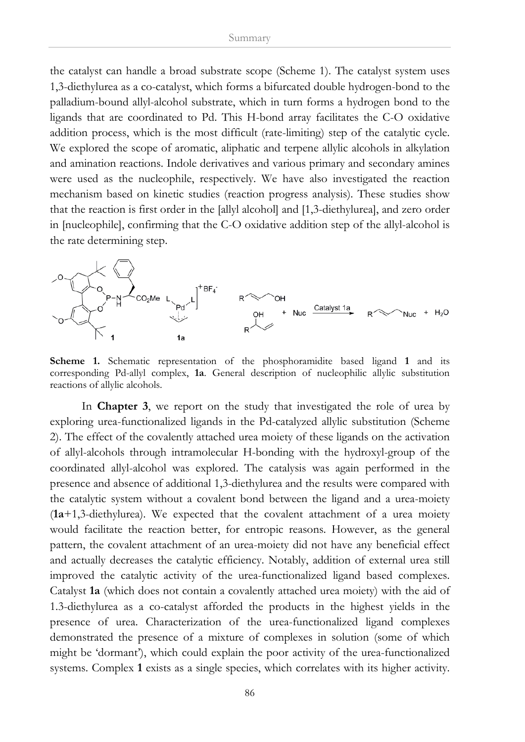the catalyst can handle a broad substrate scope (Scheme 1). The catalyst system uses 1,3-diethylurea as a co-catalyst, which forms a bifurcated double hydrogen-bond to the palladium-bound allyl-alcohol substrate, which in turn forms a hydrogen bond to the ligands that are coordinated to Pd. This H-bond array facilitates the C-O oxidative addition process, which is the most difficult (rate-limiting) step of the catalytic cycle. We explored the scope of aromatic, aliphatic and terpene allylic alcohols in alkylation and amination reactions. Indole derivatives and various primary and secondary amines were used as the nucleophile, respectively. We have also investigated the reaction mechanism based on kinetic studies (reaction progress analysis). These studies show that the reaction is first order in the [allyl alcohol] and [1,3-diethylurea], and zero order in [nucleophile], confirming that the C-O oxidative addition step of the allyl-alcohol is the rate determining step.

**Scheme 1.** Schematic representation of the phosphoramidite based ligand **1** and its corresponding Pd-allyl complex, **1a**. General description of nucleophilic allylic substitution reactions of allylic alcohols.

In **Chapter 3**, we report on the study that investigated the role of urea by exploring urea-functionalized ligands in the Pd-catalyzed allylic substitution (Scheme 2). The effect of the covalently attached urea moiety of these ligands on the activation of allyl-alcohols through intramolecular H-bonding with the hydroxyl-group of the coordinated allyl-alcohol was explored. The catalysis was again performed in the presence and absence of additional 1,3-diethylurea and the results were compared with the catalytic system without a covalent bond between the ligand and a urea-moiety (**1a**+1,3-diethylurea). We expected that the covalent attachment of a urea moiety would facilitate the reaction better, for entropic reasons. However, as the general pattern, the covalent attachment of an urea-moiety did not have any beneficial effect and actually decreases the catalytic efficiency. Notably, addition of external urea still improved the catalytic activity of the urea-functionalized ligand based complexes. Catalyst **1a** (which does not contain a covalently attached urea moiety) with the aid of 1.3-diethylurea as a co-catalyst afforded the products in the highest yields in the presence of urea. Characterization of the urea-functionalized ligand complexes demonstrated the presence of a mixture of complexes in solution (some of which might be 'dormant'), which could explain the poor activity of the urea-functionalized systems. Complex **1** exists as a single species, which correlates with its higher activity.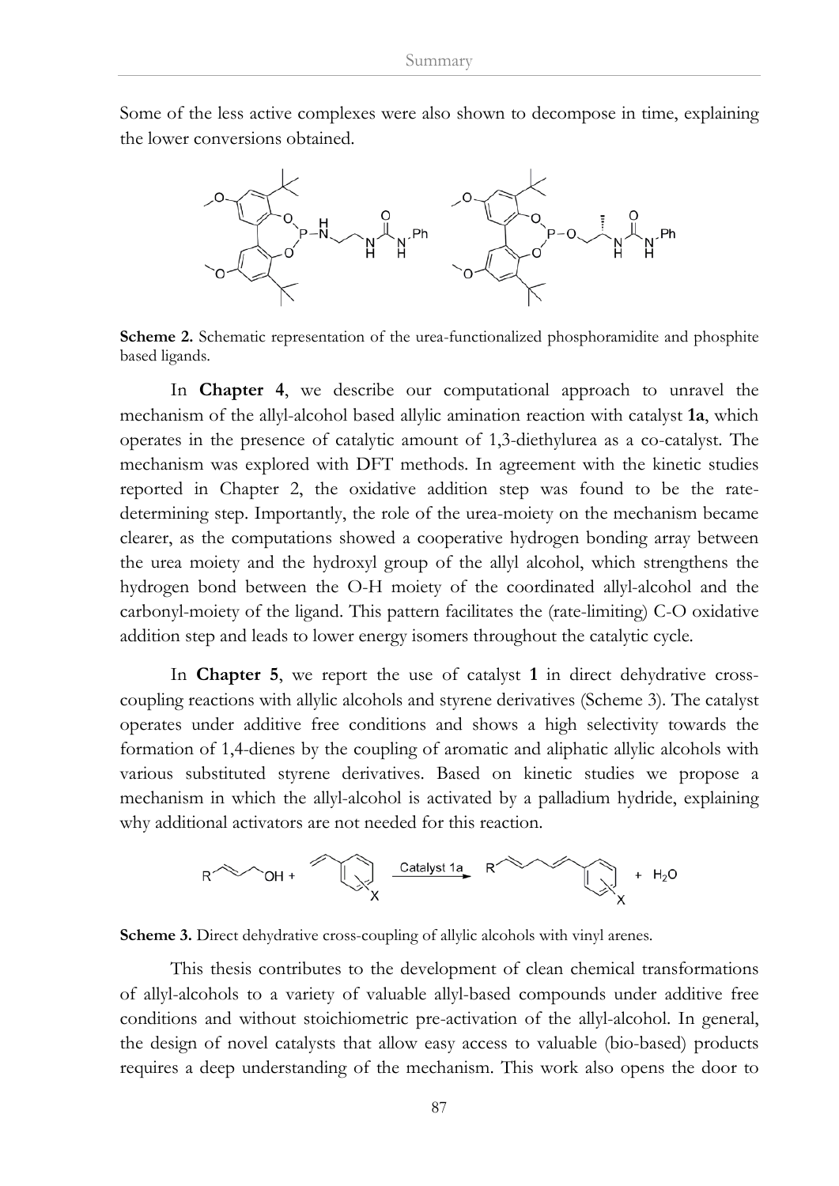Some of the less active complexes were also shown to decompose in time, explaining the lower conversions obtained.

**Scheme 2.** Schematic representation of the urea-functionalized phosphoramidite and phosphite based ligands.

In **Chapter 4**, we describe our computational approach to unravel the mechanism of the allyl-alcohol based allylic amination reaction with catalyst **1a**, which operates in the presence of catalytic amount of 1,3-diethylurea as a co-catalyst. The mechanism was explored with DFT methods. In agreement with the kinetic studies reported in Chapter 2, the oxidative addition step was found to be the rate-determining step. Importantly, the role of the urea-moiety on the mechanism became clearer, as the computations showed a cooperative hydrogen bonding array between the urea moiety and the hydroxyl group of the allyl alcohol, which strengthens the hydrogen bond between the O-H moiety of the coordinated allyl-alcohol and the carbonyl-moiety of the ligand. This pattern facilitates the (rate-limiting) C-O oxidative addition step and leads to lower energy isomers throughout the catalytic cycle.

In **Chapter 5**, we report the use of catalyst **1** in direct dehydrative cross-coupling reactions with allylic alcohols and styrene derivatives (Scheme 3). The catalyst operates under additive free conditions and shows a high selectivity towards the formation of 1,4-dienes by the coupling of aromatic and aliphatic allylic alcohols with various substituted styrene derivatives. Based on kinetic studies we propose a mechanism in which the allyl-alcohol is activated by a palladium hydride, explaining why additional activators are not needed for this reaction.

**Scheme 3.** Direct dehydrative cross-coupling of allylic alcohols with vinyl arenes.

This thesis contributes to the development of clean chemical transformations of allyl-alcohols to a variety of valuable allyl-based compounds under additive free conditions and without stoichiometric pre-activation of the allyl-alcohol. In general, the design of novel catalysts that allow easy access to valuable (bio-based) products requires a deep understanding of the mechanism. This work also opens the door to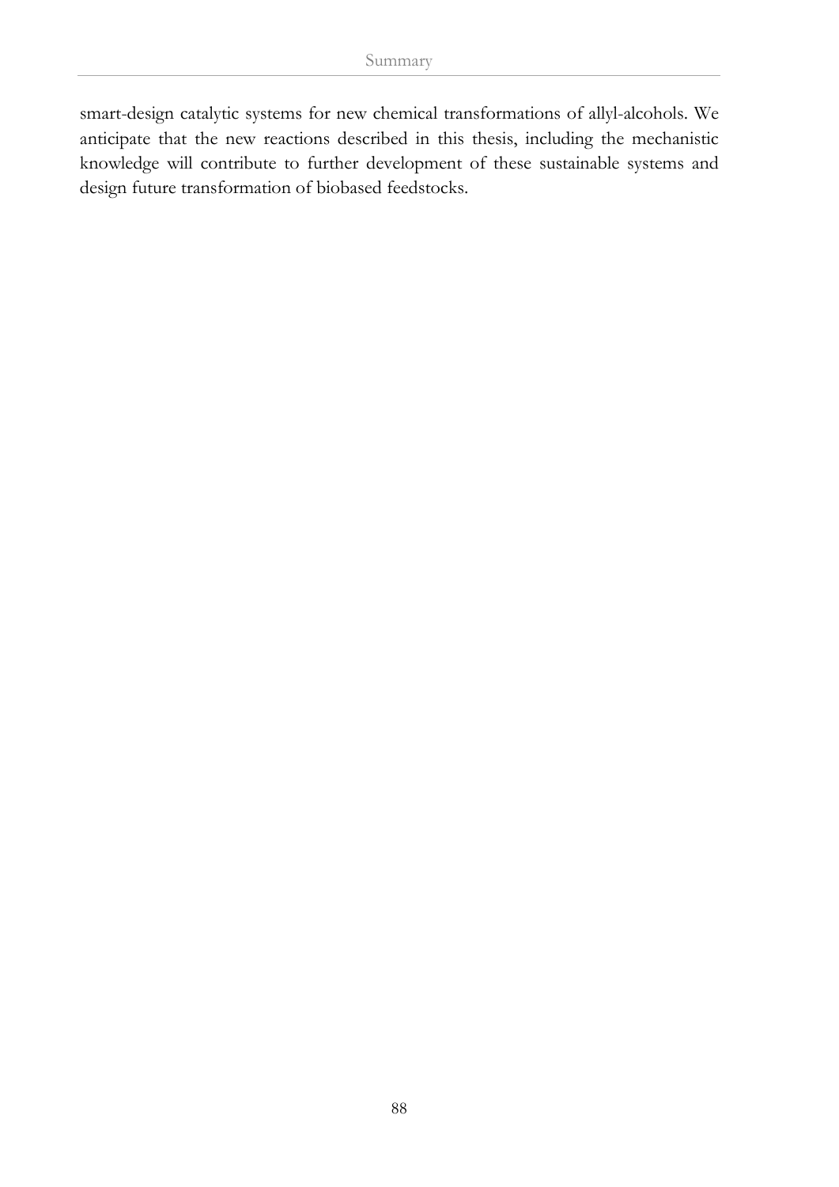smart-design catalytic systems for new chemical transformations of allyl-alcohols. We anticipate that the new reactions described in this thesis, including the mechanistic knowledge will contribute to further development of these sustainable systems and design future transformation of biobased feedstocks.